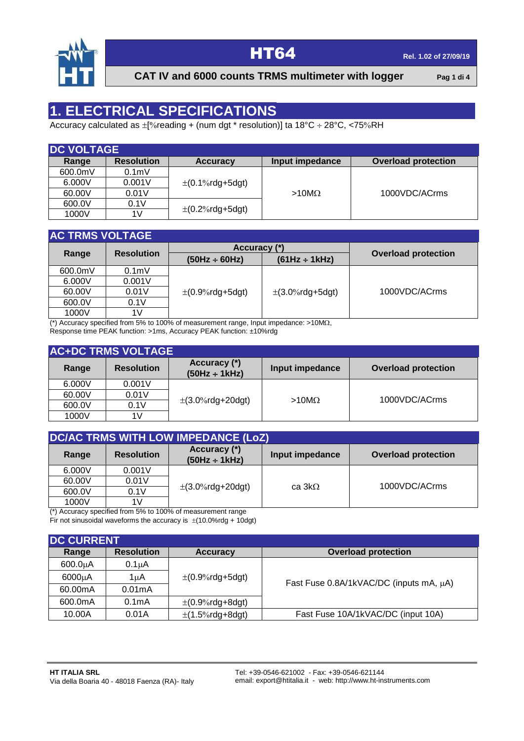# 1. ELECTRICAL SPECIFICATIONS

Accuracy calculated as ±[%reading + (num dgt * resolution)] ta 18°C ÷ 28°C, <75%RH

## DC VOLTAGE

| Range | Resolution | Accuracy | Input impedance | Overload protection |
|---|---|---|---|---|
| 600.0mV | 0.1mV | ±(0.1%rdg+5dgt) | >10MΩ | 1000VDC/ACrms |
| 6.000V | 0.001V | | | |
| 60.00V | 0.01V | | | |
| 600.0V | 0.1V | ±(0.2%rdg+5dgt) | | |
| 1000V | 1V | | | |

## AC TRMS VOLTAGE

| Range | Resolution | Accuracy (*) | | Overload protection |
|---|---|---|---|---|
| | | (50Hz ÷ 60Hz) | (61Hz ÷ 1kHz) | |
| 600.0mV | 0.1mV | ±(0.9%rdg+5dgt) | ±(3.0%rdg+5dgt) | 1000VDC/ACrms |
| 6.000V | 0.001V | | | |
| 60.00V | 0.01V | | | |
| 600.0V | 0.1V | | | |
| 1000V | 1V | | | |

(*) Accuracy specified from 5% to 100% of measurement range, Input impedance: >10MΩ,
Response time PEAK function: >1ms, Accuracy PEAK function: ±10%rdg

## AC+DC TRMS VOLTAGE

| Range | Resolution | Accuracy (*) (50Hz ÷ 1kHz) | Input impedance | Overload protection |
|---|---|---|---|---|
| 6.000V | 0.001V | ±(3.0%rdg+20dgt) | >10MΩ | 1000VDC/ACrms |
| 60.00V | 0.01V | | | |
| 600.0V | 0.1V | | | |
| 1000V | 1V | | | |

## DC/AC TRMS WITH LOW IMPEDANCE (LoZ)

| Range | Resolution | Accuracy (*) (50Hz ÷ 1kHz) | Input impedance | Overload protection |
|---|---|---|---|---|
| 6.000V | 0.001V | ±(3.0%rdg+20dgt) | ca 3kΩ | 1000VDC/ACrms |
| 60.00V | 0.01V | | | |
| 600.0V | 0.1V | | | |
| 1000V | 1V | | | |

(*) Accuracy specified from 5% to 100% of measurement range
Fir not sinusoidal waveforms the accuracy is ±(10.0%rdg + 10dgt)

## DC CURRENT

| Range | Resolution | Accuracy | Overload protection |
|---|---|---|---|
| 600.0μA | 0.1μA | ±(0.9%rdg+5dgt) | Fast Fuse 0.8A/1kVAC/DC (inputs mA, μA) |
| 6000μA | 1μA | | |
| 60.00mA | 0.01mA | | |
| 600.0mA | 0.1mA | ±(0.9%rdg+8dgt) | |
| 10.00A | 0.01A | ±(1.5%rdg+8dgt) | Fast Fuse 10A/1kVAC/DC (input 10A) |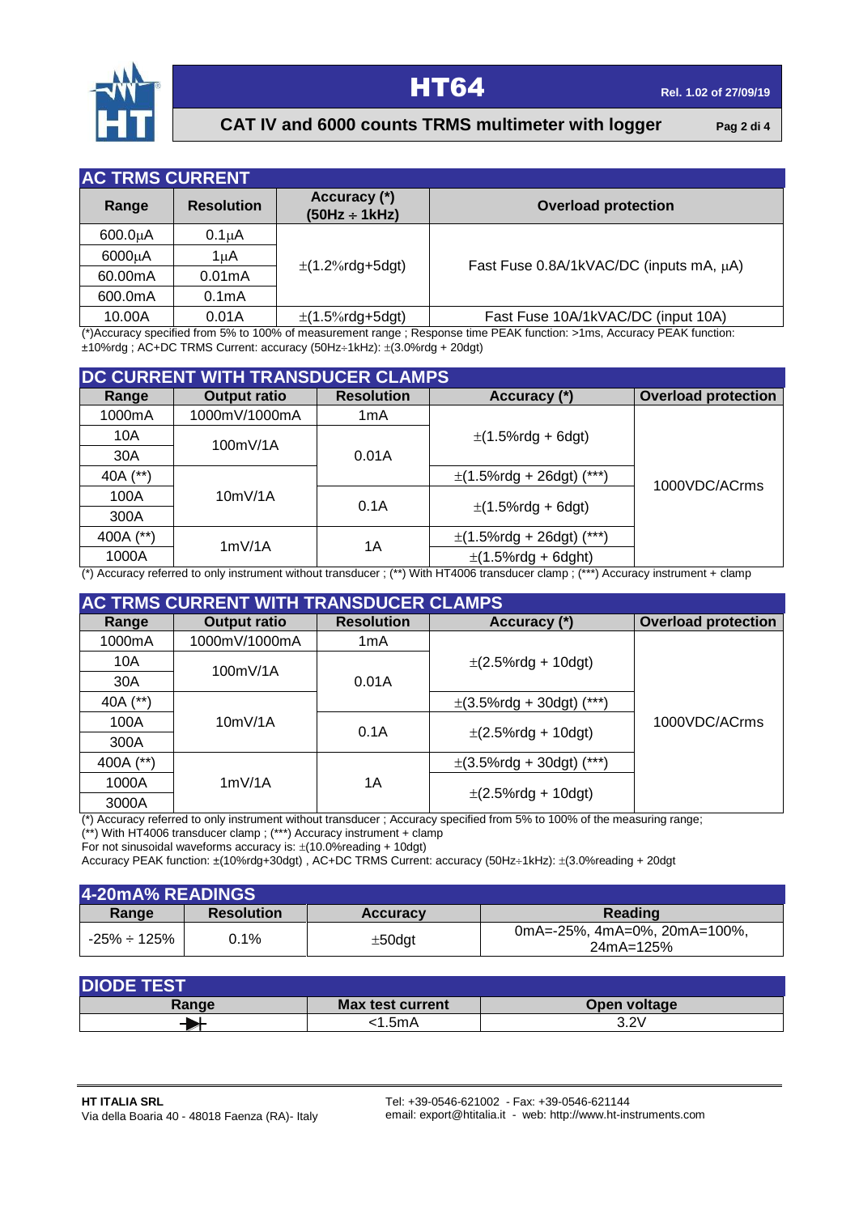## AC TRMS CURRENT

| Range | Resolution | Accuracy (*) (50Hz ÷ 1kHz) | Overload protection |
|---|---|---|---|
| 600.0μA | 0.1μA | ±(1.2%rdg+5dgt) | Fast Fuse 0.8A/1kVAC/DC (inputs mA, μA) |
| 6000μA | 1μA | | |
| 60.00mA | 0.01mA | | |
| 600.0mA | 0.1mA | | |
| 10.00A | 0.01A | ±(1.5%rdg+5dgt) | Fast Fuse 10A/1kVAC/DC (input 10A) |

(*)Accuracy specified from 5% to 100% of measurement range ; Response time PEAK function: >1ms, Accuracy PEAK function: ±10%rdg ; AC+DC TRMS Current: accuracy (50Hz÷1kHz): ±(3.0%rdg + 20dgt)

## DC CURRENT WITH TRANSDUCER CLAMPS

| Range | Output ratio | Resolution | Accuracy (*) | Overload protection |
|---|---|---|---|---|
| 1000mA | 1000mV/1000mA | 1mA | ±(1.5%rdg + 6dgt) | 1000VDC/ACrms |
| 10A | 100mV/1A | 0.01A | | |
| 30A | | | | |
| 40A (**) | 10mV/1A | | ±(1.5%rdg + 26dgt) (***) | |
| 100A | | 0.1A | ±(1.5%rdg + 6dgt) | |
| 300A | | | | |
| 400A (**) | 1mV/1A | 1A | ±(1.5%rdg + 26dgt) (***) | |
| 1000A | | | ±(1.5%rdg + 6dght) | |

(*) Accuracy referred to only instrument without transducer ; (**) With HT4006 transducer clamp ; (***) Accuracy instrument + clamp

## AC TRMS CURRENT WITH TRANSDUCER CLAMPS

| Range | Output ratio | Resolution | Accuracy (*) | Overload protection |
|---|---|---|---|---|
| 1000mA | 1000mV/1000mA | 1mA | ±(2.5%rdg + 10dgt) | 1000VDC/ACrms |
| 10A | 100mV/1A | 0.01A | | |
| 30A | | | | |
| 40A (**) | 10mV/1A | | ±(3.5%rdg + 30dgt) (***) | |
| 100A | | 0.1A | ±(2.5%rdg + 10dgt) | |
| 300A | | | | |
| 400A (**) | 1mV/1A | 1A | ±(3.5%rdg + 30dgt) (***) | |
| 1000A | | | ±(2.5%rdg + 10dgt) | |
| 3000A | | | | |

(*) Accuracy referred to only instrument without transducer ; Accuracy specified from 5% to 100% of the measuring range;
(**) With HT4006 transducer clamp ; (***) Accuracy instrument + clamp
For not sinusoidal waveforms accuracy is: ±(10.0%reading + 10dgt)
Accuracy PEAK function: ±(10%rdg+30dgt) , AC+DC TRMS Current: accuracy (50Hz÷1kHz): ±(3.0%reading + 20dgt

## 4-20mA% READINGS

| Range | Resolution | Accuracy | Reading |
|---|---|---|---|
| -25% ÷ 125% | 0.1% | ±50dgt | 0mA=-25%, 4mA=0%, 20mA=100%, 24mA=125% |

## DIODE TEST

| Range | Max test current | Open voltage |
|---|---|---|
| ➔ (diode symbol) | <1.5mA | 3.2V |

**HT ITALIA SRL**
Via della Boaria 40 - 48018 Faenza (RA)- Italy

Tel: +39-0546-621002 - Fax: +39-0546-621144
email: export@htitalia.it - web: http://www.ht-instruments.com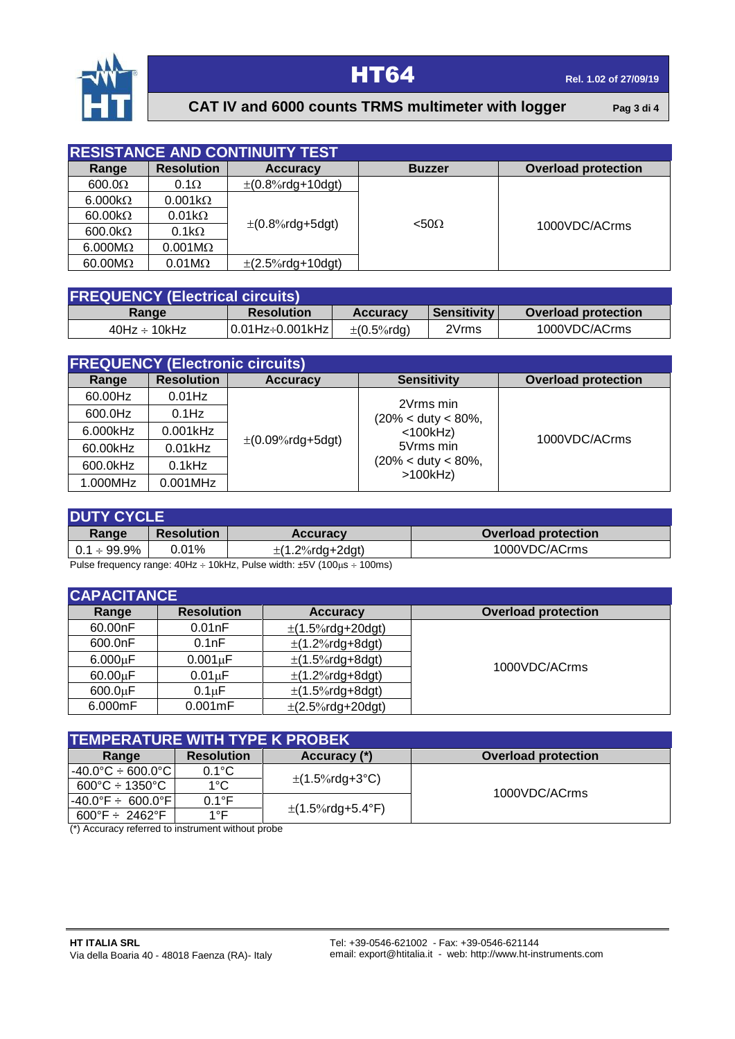## RESISTANCE AND CONTINUITY TEST

| Range | Resolution | Accuracy | Buzzer | Overload protection |
|---|---|---|---|---|
| 600.0Ω | 0.1Ω | ±(0.8%rdg+10dgt) | <50Ω | 1000VDC/ACrms |
| 6.000kΩ | 0.001kΩ | ±(0.8%rdg+5dgt) | | |
| 60.00kΩ | 0.01kΩ | | | |
| 600.0kΩ | 0.1kΩ | | | |
| 6.000MΩ | 0.001MΩ | | | |
| 60.00MΩ | 0.01MΩ | ±(2.5%rdg+10dgt) | | |

## FREQUENCY (Electrical circuits)

| Range | Resolution | Accuracy | Sensitivity | Overload protection |
|---|---|---|---|---|
| 40Hz ÷ 10kHz | 0.01Hz÷0.001kHz | ±(0.5%rdg) | 2Vrms | 1000VDC/ACrms |

## FREQUENCY (Electronic circuits)

| Range | Resolution | Accuracy | Sensitivity | Overload protection |
|---|---|---|---|---|
| 60.00Hz | 0.01Hz | ±(0.09%rdg+5dgt) | 2Vrms min (20% < duty < 80%, <100kHz) 5Vrms min (20% < duty < 80%, >100kHz) | 1000VDC/ACrms |
| 600.0Hz | 0.1Hz | | | |
| 6.000kHz | 0.001kHz | | | |
| 60.00kHz | 0.01kHz | | | |
| 600.0kHz | 0.1kHz | | | |
| 1.000MHz | 0.001MHz | | | |

## DUTY CYCLE

| Range | Resolution | Accuracy | Overload protection |
|---|---|---|---|
| 0.1 ÷ 99.9% | 0.01% | ±(1.2%rdg+2dgt) | 1000VDC/ACrms |

Pulse frequency range: 40Hz ÷ 10kHz, Pulse width: ±5V (100μs ÷ 100ms)

## CAPACITANCE

| Range | Resolution | Accuracy | Overload protection |
|---|---|---|---|
| 60.00nF | 0.01nF | ±(1.5%rdg+20dgt) | 1000VDC/ACrms |
| 600.0nF | 0.1nF | ±(1.2%rdg+8dgt) | |
| 6.000μF | 0.001μF | ±(1.5%rdg+8dgt) | |
| 60.00μF | 0.01μF | ±(1.2%rdg+8dgt) | |
| 600.0μF | 0.1μF | ±(1.5%rdg+8dgt) | |
| 6.000mF | 0.001mF | ±(2.5%rdg+20dgt) | |

## TEMPERATURE WITH TYPE K PROBEK

| Range | Resolution | Accuracy (*) | Overload protection |
|---|---|---|---|
| -40.0°C ÷ 600.0°C | 0.1°C | ±(1.5%rdg+3°C) | 1000VDC/ACrms |
| 600°C ÷ 1350°C | 1°C | | |
| -40.0°F ÷ 600.0°F | 0.1°F | ±(1.5%rdg+5.4°F) | |
| 600°F ÷ 2462°F | 1°F | | |

(*) Accuracy referred to instrument without probe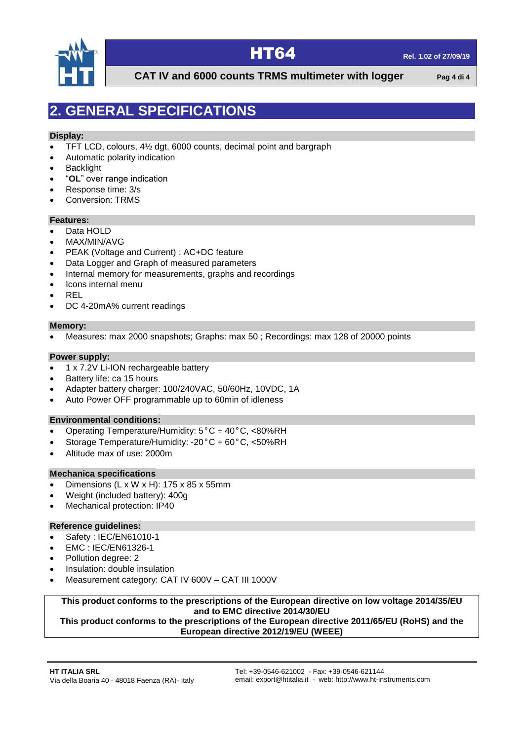## 2. GENERAL SPECIFICATIONS

**Display:**

- TFT LCD, colours, 4½ dgt, 6000 counts, decimal point and bargraph
- Automatic polarity indication
- Backlight
- "**OL**" over range indication
- Response time: 3/s
- Conversion: TRMS

**Features:**

- Data HOLD
- MAX/MIN/AVG
- PEAK (Voltage and Current) ; AC+DC feature
- Data Logger and Graph of measured parameters
- Internal memory for measurements, graphs and recordings
- Icons internal menu
- REL
- DC 4-20mA% current readings

**Memory:**

- Measures: max 2000 snapshots; Graphs: max 50 ; Recordings: max 128 of 20000 points

**Power supply:**

- 1 x 7.2V Li-ION rechargeable battery
- Battery life: ca 15 hours
- Adapter battery charger: 100/240VAC, 50/60Hz, 10VDC, 1A
- Auto Power OFF programmable up to 60min of idleness

**Environmental conditions:**

- Operating Temperature/Humidity: 5°C ÷ 40°C, <80%RH
- Storage Temperature/Humidity: -20°C ÷ 60°C, <50%RH
- Altitude max of use: 2000m

**Mechanica specifications**

- Dimensions (L x W x H): 175 x 85 x 55mm
- Weight (included battery): 400g
- Mechanical protection: IP40

**Reference guidelines:**

- Safety : IEC/EN61010-1
- EMC : IEC/EN61326-1
- Pollution degree: 2
- Insulation: double insulation
- Measurement category: CAT IV 600V – CAT III 1000V

**This product conforms to the prescriptions of the European directive on low voltage 2014/35/EU and to EMC directive 2014/30/EU**
**This product conforms to the prescriptions of the European directive 2011/65/EU (RoHS) and the European directive 2012/19/EU (WEEE)**

**HT ITALIA SRL**
Via della Boaria 40 - 48018 Faenza (RA)- Italy

Tel: +39-0546-621002 - Fax: +39-0546-621144
email: export@htitalia.it - web: http://www.ht-instruments.com